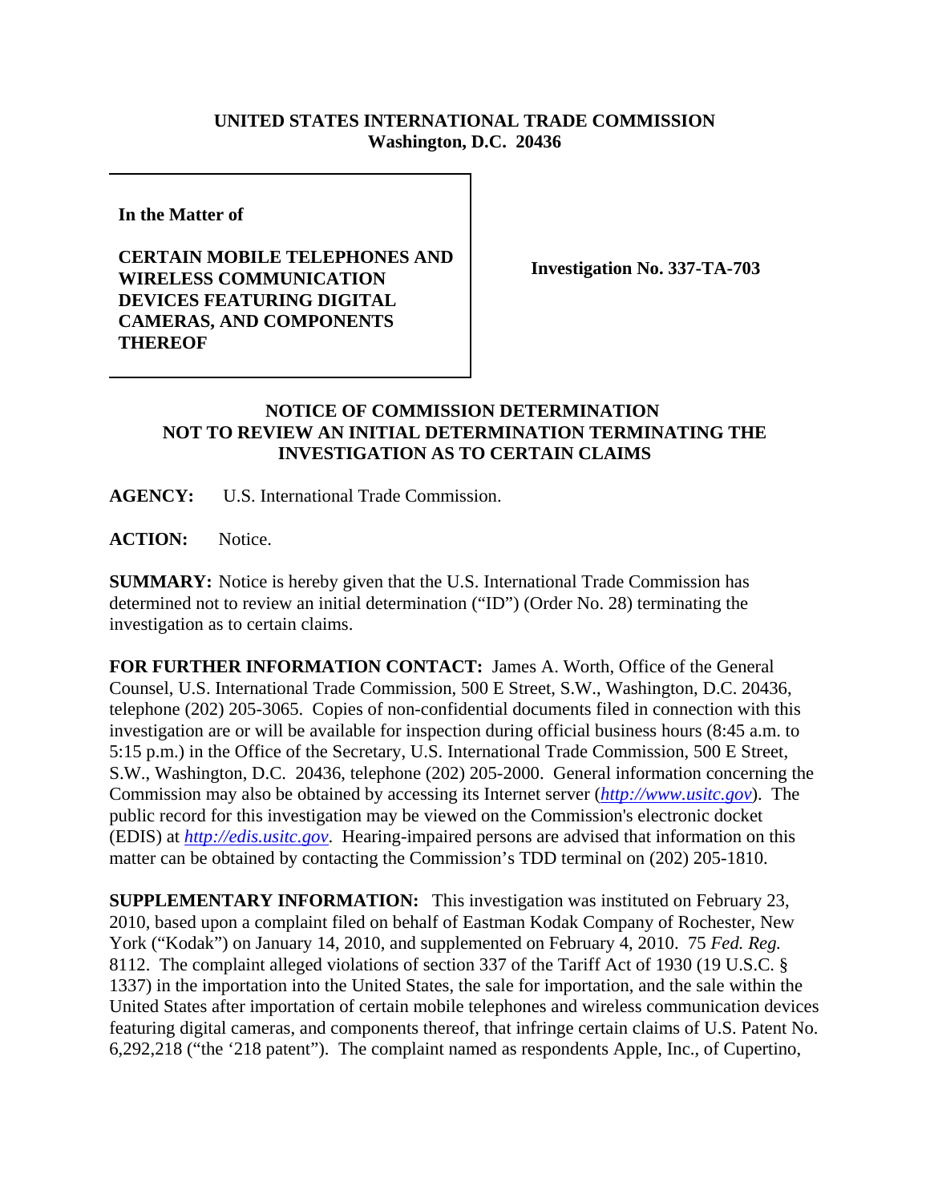**UNITED STATES INTERNATIONAL TRADE COMMISSION**
**Washington, D.C. 20436**

| | |
|---|---|
| **In the Matter of**<br><br>**CERTAIN MOBILE TELEPHONES AND WIRELESS COMMUNICATION DEVICES FEATURING DIGITAL CAMERAS, AND COMPONENTS THEREOF** | **Investigation No. 337-TA-703** |

**NOTICE OF COMMISSION DETERMINATION NOT TO REVIEW AN INITIAL DETERMINATION TERMINATING THE INVESTIGATION AS TO CERTAIN CLAIMS**

**AGENCY:** U.S. International Trade Commission.

**ACTION:** Notice.

**SUMMARY:** Notice is hereby given that the U.S. International Trade Commission has determined not to review an initial determination ("ID") (Order No. 28) terminating the investigation as to certain claims.

**FOR FURTHER INFORMATION CONTACT:** James A. Worth, Office of the General Counsel, U.S. International Trade Commission, 500 E Street, S.W., Washington, D.C. 20436, telephone (202) 205-3065. Copies of non-confidential documents filed in connection with this investigation are or will be available for inspection during official business hours (8:45 a.m. to 5:15 p.m.) in the Office of the Secretary, U.S. International Trade Commission, 500 E Street, S.W., Washington, D.C. 20436, telephone (202) 205-2000. General information concerning the Commission may also be obtained by accessing its Internet server (*http://www.usitc.gov*). The public record for this investigation may be viewed on the Commission's electronic docket (EDIS) at *http://edis.usitc.gov*. Hearing-impaired persons are advised that information on this matter can be obtained by contacting the Commission's TDD terminal on (202) 205-1810.

**SUPPLEMENTARY INFORMATION:** This investigation was instituted on February 23, 2010, based upon a complaint filed on behalf of Eastman Kodak Company of Rochester, New York ("Kodak") on January 14, 2010, and supplemented on February 4, 2010. 75 *Fed. Reg.* 8112. The complaint alleged violations of section 337 of the Tariff Act of 1930 (19 U.S.C. § 1337) in the importation into the United States, the sale for importation, and the sale within the United States after importation of certain mobile telephones and wireless communication devices featuring digital cameras, and components thereof, that infringe certain claims of U.S. Patent No. 6,292,218 ("the '218 patent"). The complaint named as respondents Apple, Inc., of Cupertino,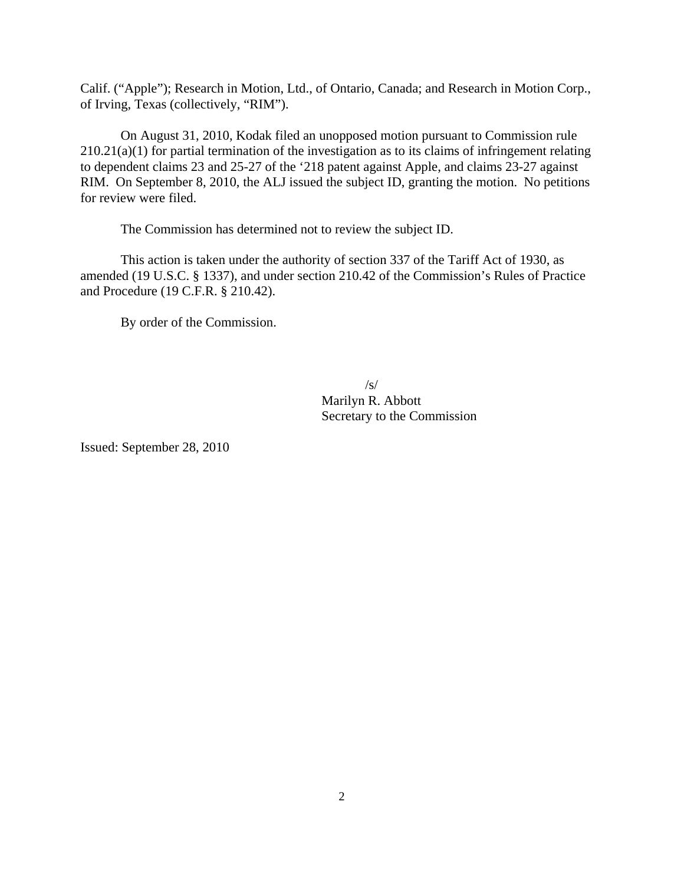Calif. ("Apple"); Research in Motion, Ltd., of Ontario, Canada; and Research in Motion Corp., of Irving, Texas (collectively, "RIM").

On August 31, 2010, Kodak filed an unopposed motion pursuant to Commission rule 210.21(a)(1) for partial termination of the investigation as to its claims of infringement relating to dependent claims 23 and 25-27 of the '218 patent against Apple, and claims 23-27 against RIM. On September 8, 2010, the ALJ issued the subject ID, granting the motion. No petitions for review were filed.

The Commission has determined not to review the subject ID.

This action is taken under the authority of section 337 of the Tariff Act of 1930, as amended (19 U.S.C. § 1337), and under section 210.42 of the Commission's Rules of Practice and Procedure (19 C.F.R. § 210.42).

By order of the Commission.

/s/
Marilyn R. Abbott
Secretary to the Commission

Issued: September 28, 2010